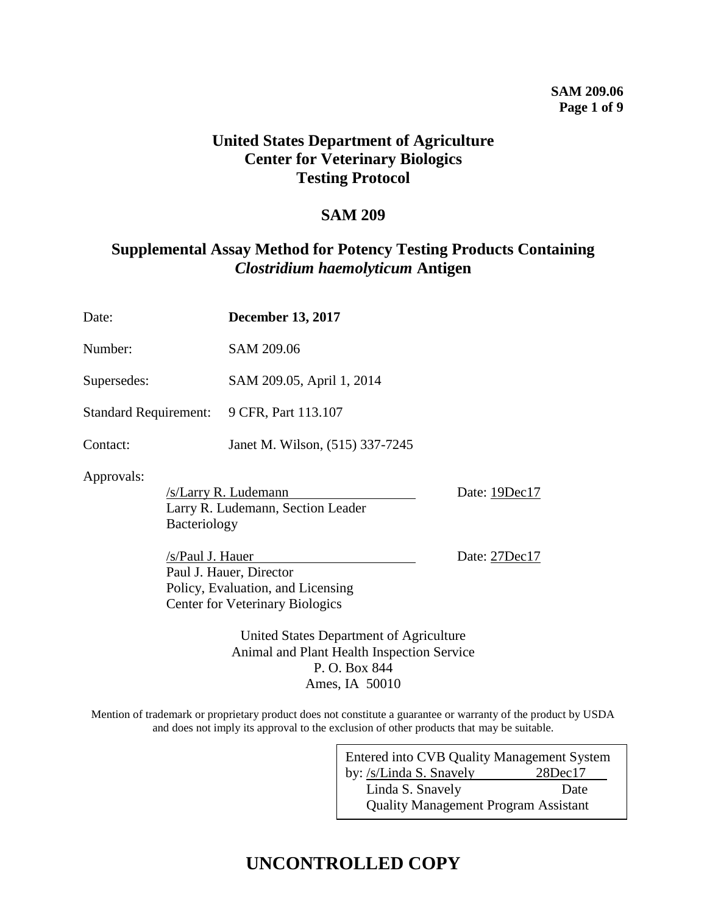# United States Department of Agriculture
# Center for Veterinary Biologics
# Testing Protocol

## SAM 209

## Supplemental Assay Method for Potency Testing Products Containing *Clostridium haemolyticum* Antigen

Date: **December 13, 2017**

Number: SAM 209.06

Supersedes: SAM 209.05, April 1, 2014

Standard Requirement: 9 CFR, Part 113.107

Contact: Janet M. Wilson, (515) 337-7245

Approvals:

/s/Larry R. Ludemann Date: 19Dec17
Larry R. Ludemann, Section Leader
Bacteriology

/s/Paul J. Hauer Date: 27Dec17
Paul J. Hauer, Director
Policy, Evaluation, and Licensing
Center for Veterinary Biologics

United States Department of Agriculture
Animal and Plant Health Inspection Service
P. O. Box 844
Ames, IA 50010

Mention of trademark or proprietary product does not constitute a guarantee or warranty of the product by USDA and does not imply its approval to the exclusion of other products that may be suitable.

Entered into CVB Quality Management System by: /s/Linda S. Snavely 28Dec17
Linda S. Snavely Date
Quality Management Program Assistant

**UNCONTROLLED COPY**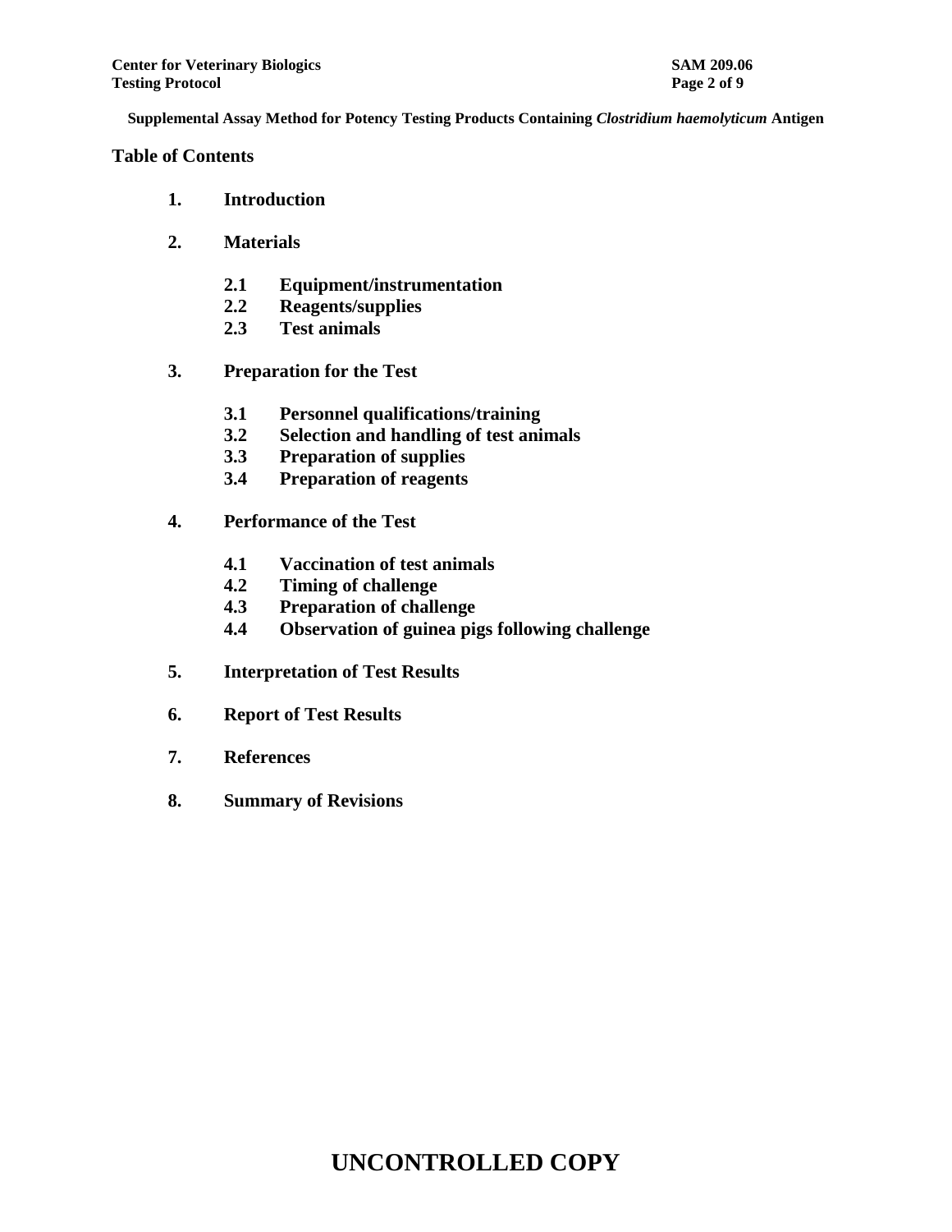**Supplemental Assay Method for Potency Testing Products Containing *Clostridium haemolyticum* Antigen**

## Table of Contents

1. **Introduction**
2. **Materials**
   - **2.1 Equipment/instrumentation**
   - **2.2 Reagents/supplies**
   - **2.3 Test animals**
3. **Preparation for the Test**
   - **3.1 Personnel qualifications/training**
   - **3.2 Selection and handling of test animals**
   - **3.3 Preparation of supplies**
   - **3.4 Preparation of reagents**
4. **Performance of the Test**
   - **4.1 Vaccination of test animals**
   - **4.2 Timing of challenge**
   - **4.3 Preparation of challenge**
   - **4.4 Observation of guinea pigs following challenge**
5. **Interpretation of Test Results**
6. **Report of Test Results**
7. **References**
8. **Summary of Revisions**

**UNCONTROLLED COPY**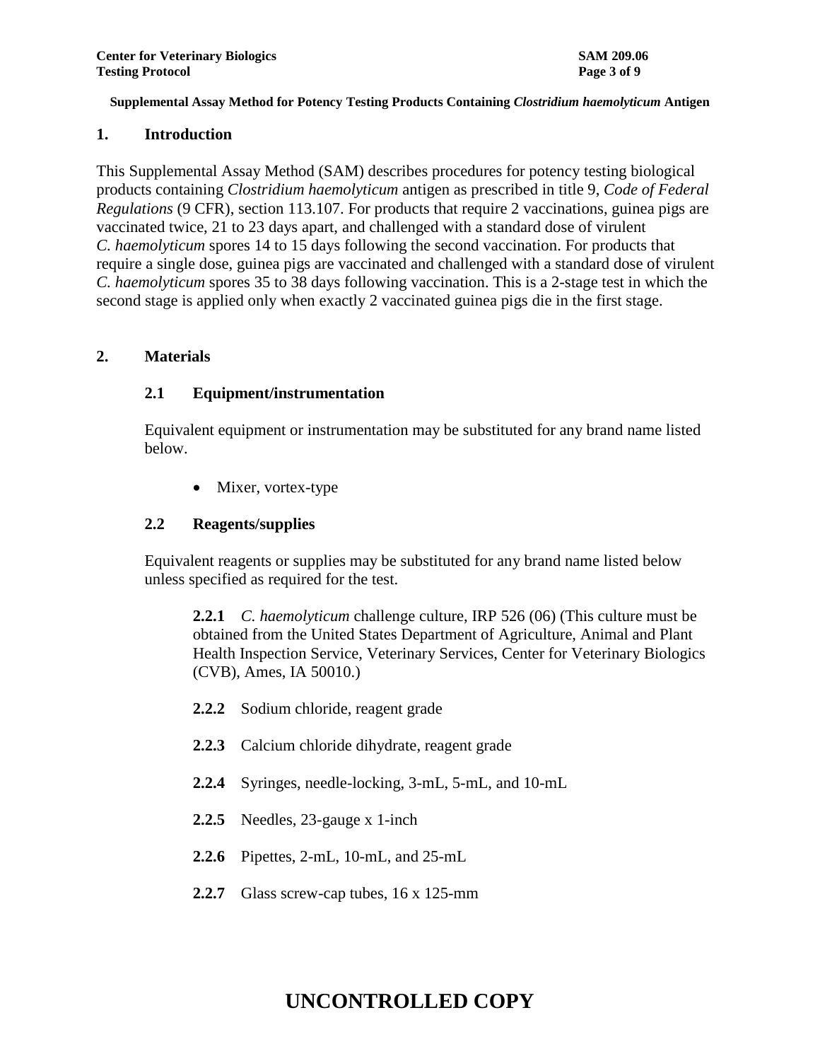**Supplemental Assay Method for Potency Testing Products Containing *Clostridium haemolyticum* Antigen**

## 1. Introduction

This Supplemental Assay Method (SAM) describes procedures for potency testing biological products containing *Clostridium haemolyticum* antigen as prescribed in title 9, *Code of Federal Regulations* (9 CFR), section 113.107. For products that require 2 vaccinations, guinea pigs are vaccinated twice, 21 to 23 days apart, and challenged with a standard dose of virulent *C. haemolyticum* spores 14 to 15 days following the second vaccination. For products that require a single dose, guinea pigs are vaccinated and challenged with a standard dose of virulent *C. haemolyticum* spores 35 to 38 days following vaccination. This is a 2-stage test in which the second stage is applied only when exactly 2 vaccinated guinea pigs die in the first stage.

## 2. Materials

### 2.1 Equipment/instrumentation

Equivalent equipment or instrumentation may be substituted for any brand name listed below.

- Mixer, vortex-type

### 2.2 Reagents/supplies

Equivalent reagents or supplies may be substituted for any brand name listed below unless specified as required for the test.

**2.2.1** *C. haemolyticum* challenge culture, IRP 526 (06) (This culture must be obtained from the United States Department of Agriculture, Animal and Plant Health Inspection Service, Veterinary Services, Center for Veterinary Biologics (CVB), Ames, IA 50010.)

**2.2.2** Sodium chloride, reagent grade

**2.2.3** Calcium chloride dihydrate, reagent grade

**2.2.4** Syringes, needle-locking, 3-mL, 5-mL, and 10-mL

**2.2.5** Needles, 23-gauge x 1-inch

**2.2.6** Pipettes, 2-mL, 10-mL, and 25-mL

**2.2.7** Glass screw-cap tubes, 16 x 125-mm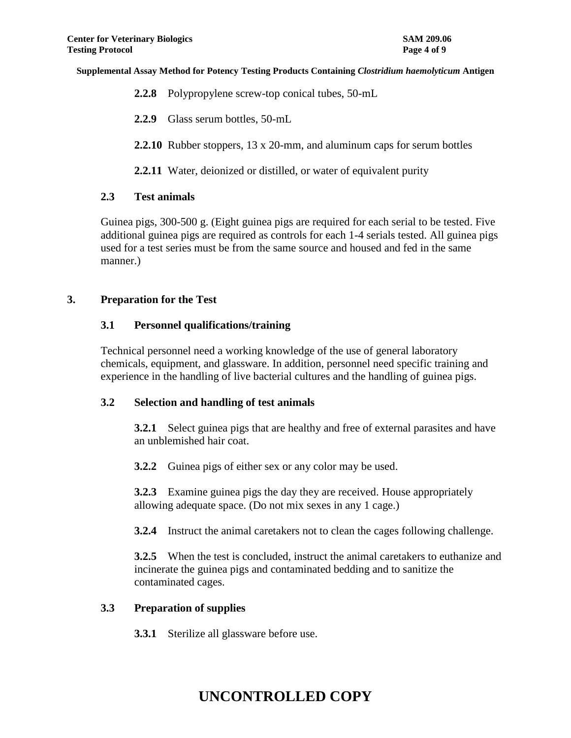**2.2.8** Polypropylene screw-top conical tubes, 50-mL

**2.2.9** Glass serum bottles, 50-mL

**2.2.10** Rubber stoppers, 13 x 20-mm, and aluminum caps for serum bottles

**2.2.11** Water, deionized or distilled, or water of equivalent purity

### 2.3 Test animals

Guinea pigs, 300-500 g. (Eight guinea pigs are required for each serial to be tested. Five additional guinea pigs are required as controls for each 1-4 serials tested. All guinea pigs used for a test series must be from the same source and housed and fed in the same manner.)

## 3. Preparation for the Test

### 3.1 Personnel qualifications/training

Technical personnel need a working knowledge of the use of general laboratory chemicals, equipment, and glassware. In addition, personnel need specific training and experience in the handling of live bacterial cultures and the handling of guinea pigs.

### 3.2 Selection and handling of test animals

**3.2.1** Select guinea pigs that are healthy and free of external parasites and have an unblemished hair coat.

**3.2.2** Guinea pigs of either sex or any color may be used.

**3.2.3** Examine guinea pigs the day they are received. House appropriately allowing adequate space. (Do not mix sexes in any 1 cage.)

**3.2.4** Instruct the animal caretakers not to clean the cages following challenge.

**3.2.5** When the test is concluded, instruct the animal caretakers to euthanize and incinerate the guinea pigs and contaminated bedding and to sanitize the contaminated cages.

### 3.3 Preparation of supplies

**3.3.1** Sterilize all glassware before use.

**UNCONTROLLED COPY**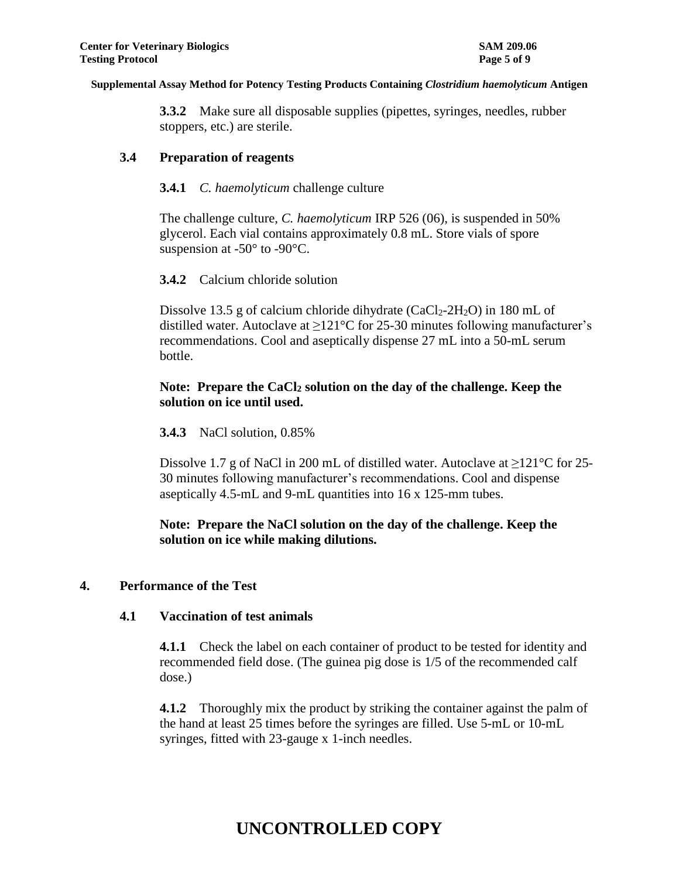**3.3.2** Make sure all disposable supplies (pipettes, syringes, needles, rubber stoppers, etc.) are sterile.

### 3.4 Preparation of reagents

**3.4.1** *C. haemolyticum* challenge culture

The challenge culture, *C. haemolyticum* IRP 526 (06), is suspended in 50% glycerol. Each vial contains approximately 0.8 mL. Store vials of spore suspension at -50° to -90°C.

**3.4.2** Calcium chloride solution

Dissolve 13.5 g of calcium chloride dihydrate ($CaCl_2$-$2H_2O$) in 180 mL of distilled water. Autoclave at ≥121°C for 25-30 minutes following manufacturer's recommendations. Cool and aseptically dispense 27 mL into a 50-mL serum bottle.

**Note: Prepare the $CaCl_2$ solution on the day of the challenge. Keep the solution on ice until used.**

**3.4.3** NaCl solution, 0.85%

Dissolve 1.7 g of NaCl in 200 mL of distilled water. Autoclave at ≥121°C for 25-30 minutes following manufacturer's recommendations. Cool and dispense aseptically 4.5-mL and 9-mL quantities into 16 x 125-mm tubes.

**Note: Prepare the NaCl solution on the day of the challenge. Keep the solution on ice while making dilutions.**

## 4. Performance of the Test

### 4.1 Vaccination of test animals

**4.1.1** Check the label on each container of product to be tested for identity and recommended field dose. (The guinea pig dose is 1/5 of the recommended calf dose.)

**4.1.2** Thoroughly mix the product by striking the container against the palm of the hand at least 25 times before the syringes are filled. Use 5-mL or 10-mL syringes, fitted with 23-gauge x 1-inch needles.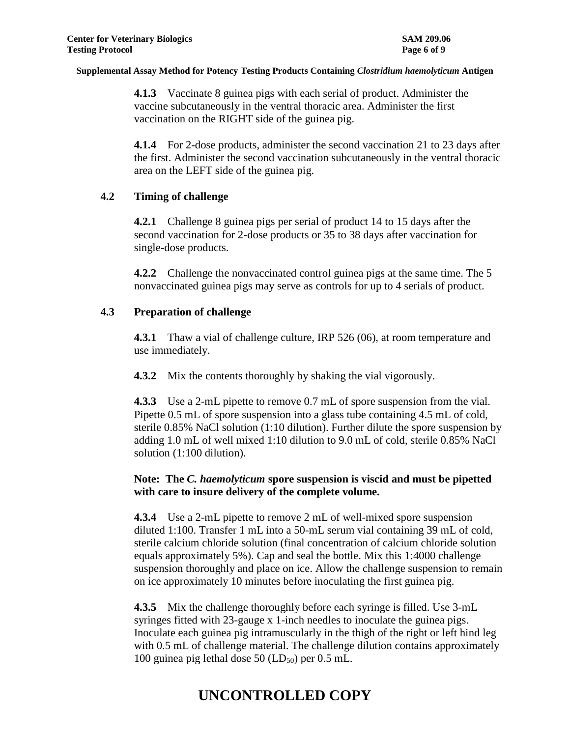**4.1.3** Vaccinate 8 guinea pigs with each serial of product. Administer the vaccine subcutaneously in the ventral thoracic area. Administer the first vaccination on the RIGHT side of the guinea pig.

**4.1.4** For 2-dose products, administer the second vaccination 21 to 23 days after the first. Administer the second vaccination subcutaneously in the ventral thoracic area on the LEFT side of the guinea pig.

## 4.2 Timing of challenge

**4.2.1** Challenge 8 guinea pigs per serial of product 14 to 15 days after the second vaccination for 2-dose products or 35 to 38 days after vaccination for single-dose products.

**4.2.2** Challenge the nonvaccinated control guinea pigs at the same time. The 5 nonvaccinated guinea pigs may serve as controls for up to 4 serials of product.

## 4.3 Preparation of challenge

**4.3.1** Thaw a vial of challenge culture, IRP 526 (06), at room temperature and use immediately.

**4.3.2** Mix the contents thoroughly by shaking the vial vigorously.

**4.3.3** Use a 2-mL pipette to remove 0.7 mL of spore suspension from the vial. Pipette 0.5 mL of spore suspension into a glass tube containing 4.5 mL of cold, sterile 0.85% NaCl solution (1:10 dilution). Further dilute the spore suspension by adding 1.0 mL of well mixed 1:10 dilution to 9.0 mL of cold, sterile 0.85% NaCl solution (1:100 dilution).

**Note: The *C. haemolyticum* spore suspension is viscid and must be pipetted with care to insure delivery of the complete volume.**

**4.3.4** Use a 2-mL pipette to remove 2 mL of well-mixed spore suspension diluted 1:100. Transfer 1 mL into a 50-mL serum vial containing 39 mL of cold, sterile calcium chloride solution (final concentration of calcium chloride solution equals approximately 5%). Cap and seal the bottle. Mix this 1:4000 challenge suspension thoroughly and place on ice. Allow the challenge suspension to remain on ice approximately 10 minutes before inoculating the first guinea pig.

**4.3.5** Mix the challenge thoroughly before each syringe is filled. Use 3-mL syringes fitted with 23-gauge x 1-inch needles to inoculate the guinea pigs. Inoculate each guinea pig intramuscularly in the thigh of the right or left hind leg with 0.5 mL of challenge material. The challenge dilution contains approximately 100 guinea pig lethal dose 50 ($LD_{50}$) per 0.5 mL.

**UNCONTROLLED COPY**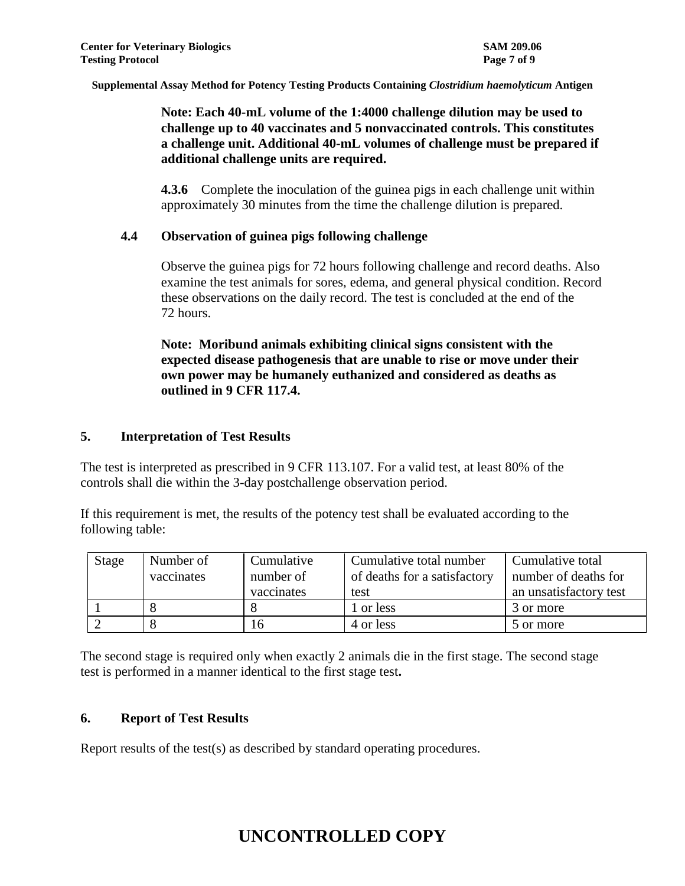**Note: Each 40-mL volume of the 1:4000 challenge dilution may be used to challenge up to 40 vaccinates and 5 nonvaccinated controls. This constitutes a challenge unit. Additional 40-mL volumes of challenge must be prepared if additional challenge units are required.**

**4.3.6** Complete the inoculation of the guinea pigs in each challenge unit within approximately 30 minutes from the time the challenge dilution is prepared.

### 4.4 Observation of guinea pigs following challenge

Observe the guinea pigs for 72 hours following challenge and record deaths. Also examine the test animals for sores, edema, and general physical condition. Record these observations on the daily record. The test is concluded at the end of the 72 hours.

**Note: Moribund animals exhibiting clinical signs consistent with the expected disease pathogenesis that are unable to rise or move under their own power may be humanely euthanized and considered as deaths as outlined in 9 CFR 117.4.**

## 5. Interpretation of Test Results

The test is interpreted as prescribed in 9 CFR 113.107. For a valid test, at least 80% of the controls shall die within the 3-day postchallenge observation period.

If this requirement is met, the results of the potency test shall be evaluated according to the following table:

| Stage | Number of vaccinates | Cumulative number of vaccinates | Cumulative total number of deaths for a satisfactory test | Cumulative total number of deaths for an unsatisfactory test |
|---|---|---|---|---|
| 1 | 8 | 8 | 1 or less | 3 or more |
| 2 | 8 | 16 | 4 or less | 5 or more |

The second stage is required only when exactly 2 animals die in the first stage. The second stage test is performed in a manner identical to the first stage test**.**

## 6. Report of Test Results

Report results of the test(s) as described by standard operating procedures.

# UNCONTROLLED COPY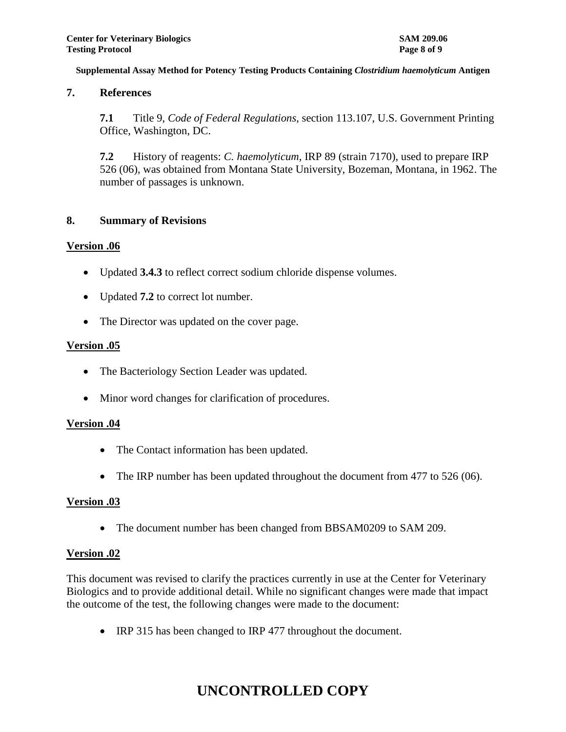## 7. References

**7.1** Title 9, *Code of Federal Regulations*, section 113.107, U.S. Government Printing Office, Washington, DC.

**7.2** History of reagents: *C. haemolyticum*, IRP 89 (strain 7170), used to prepare IRP 526 (06), was obtained from Montana State University, Bozeman, Montana, in 1962. The number of passages is unknown.

## 8. Summary of Revisions

**Version .06**

- Updated **3.4.3** to reflect correct sodium chloride dispense volumes.
- Updated **7.2** to correct lot number.
- The Director was updated on the cover page.

**Version .05**

- The Bacteriology Section Leader was updated.
- Minor word changes for clarification of procedures.

**Version .04**

- The Contact information has been updated.
- The IRP number has been updated throughout the document from 477 to 526 (06).

**Version .03**

- The document number has been changed from BBSAM0209 to SAM 209.

**Version .02**

This document was revised to clarify the practices currently in use at the Center for Veterinary Biologics and to provide additional detail. While no significant changes were made that impact the outcome of the test, the following changes were made to the document:

- IRP 315 has been changed to IRP 477 throughout the document.

**UNCONTROLLED COPY**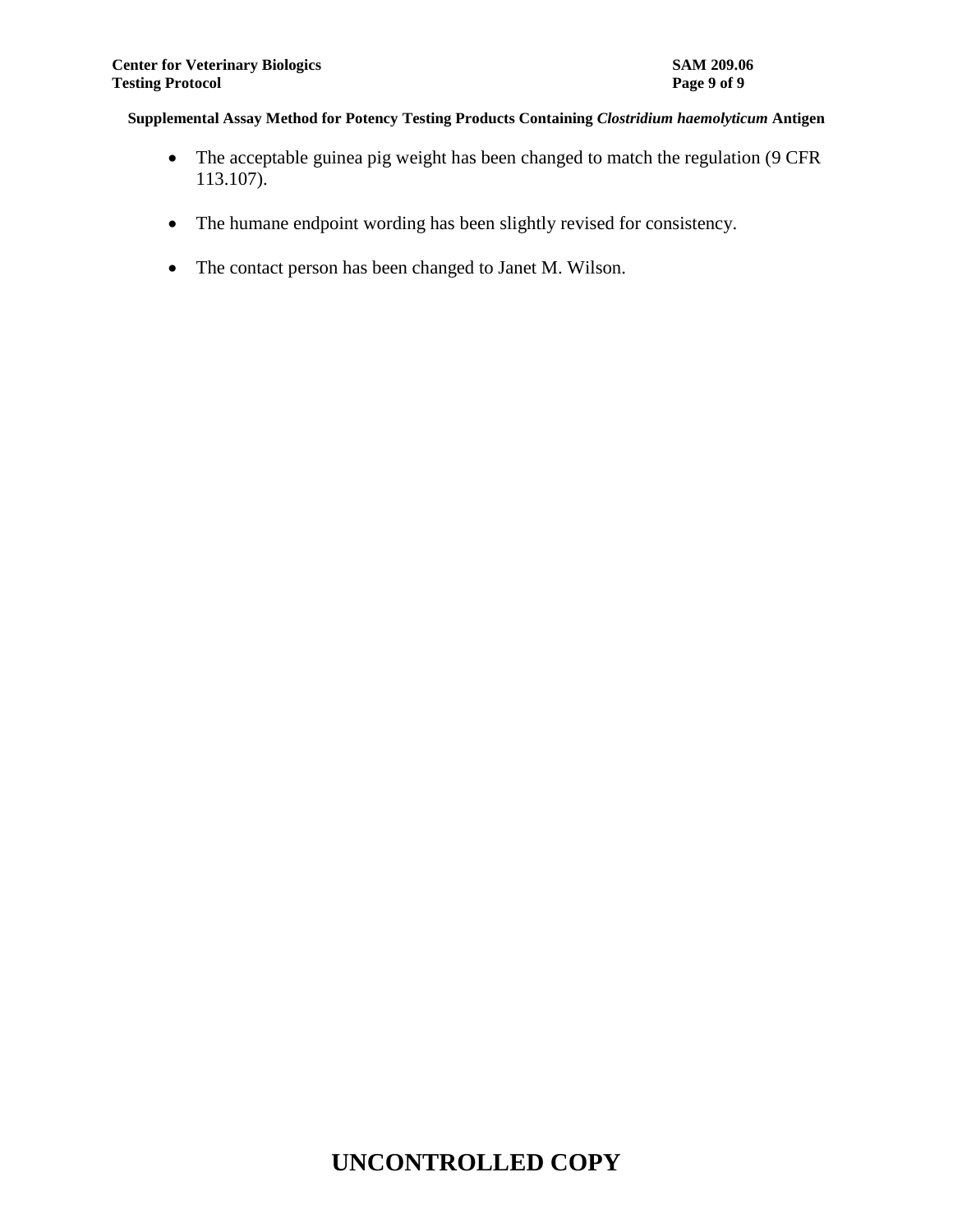- The acceptable guinea pig weight has been changed to match the regulation (9 CFR 113.107).

- The humane endpoint wording has been slightly revised for consistency.

- The contact person has been changed to Janet M. Wilson.

**UNCONTROLLED COPY**